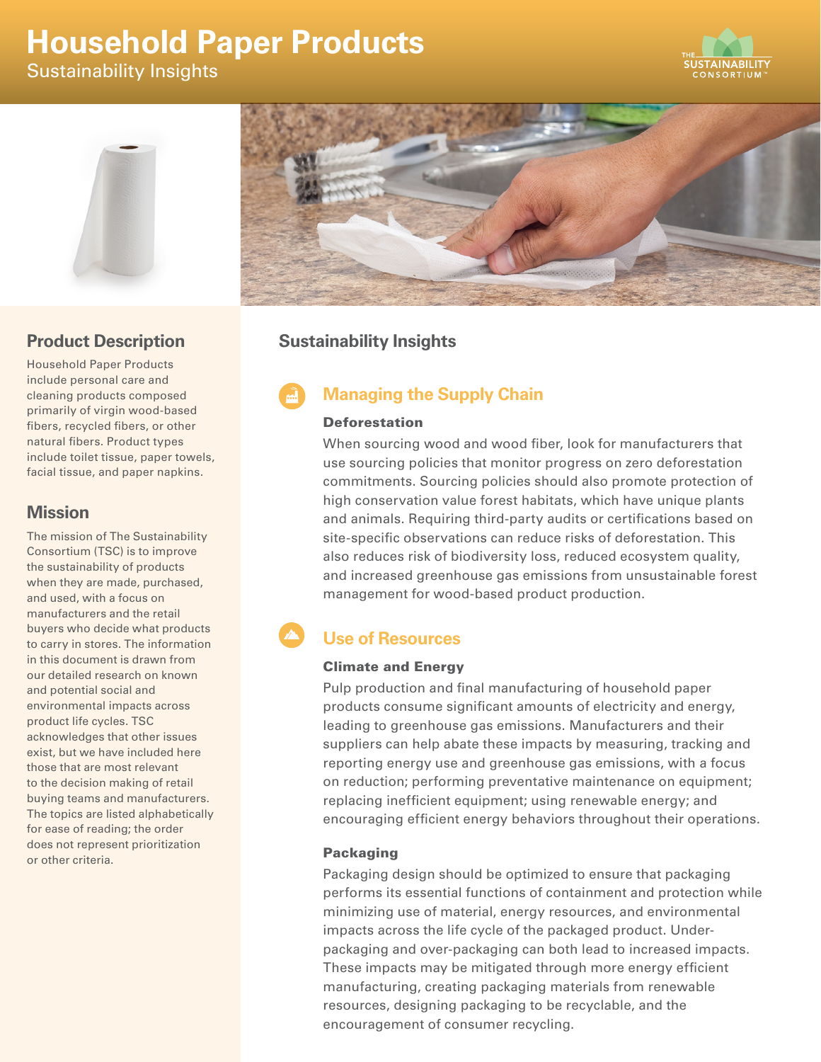# Household Paper Products

Sustainability Insights

## Product Description

Household Paper Products include personal care and cleaning products composed primarily of virgin wood-based fibers, recycled fibers, or other natural fibers. Product types include toilet tissue, paper towels, facial tissue, and paper napkins.

## Mission

The mission of The Sustainability Consortium (TSC) is to improve the sustainability of products when they are made, purchased, and used, with a focus on manufacturers and the retail buyers who decide what products to carry in stores. The information in this document is drawn from our detailed research on known and potential social and environmental impacts across product life cycles. TSC acknowledges that other issues exist, but we have included here those that are most relevant to the decision making of retail buying teams and manufacturers. The topics are listed alphabetically for ease of reading; the order does not represent prioritization or other criteria.

## Sustainability Insights

### Managing the Supply Chain

#### Deforestation

When sourcing wood and wood fiber, look for manufacturers that use sourcing policies that monitor progress on zero deforestation commitments. Sourcing policies should also promote protection of high conservation value forest habitats, which have unique plants and animals. Requiring third-party audits or certifications based on site-specific observations can reduce risks of deforestation. This also reduces risk of biodiversity loss, reduced ecosystem quality, and increased greenhouse gas emissions from unsustainable forest management for wood-based product production.

### Use of Resources

#### Climate and Energy

Pulp production and final manufacturing of household paper products consume significant amounts of electricity and energy, leading to greenhouse gas emissions. Manufacturers and their suppliers can help abate these impacts by measuring, tracking and reporting energy use and greenhouse gas emissions, with a focus on reduction; performing preventative maintenance on equipment; replacing inefficient equipment; using renewable energy; and encouraging efficient energy behaviors throughout their operations.

#### Packaging

Packaging design should be optimized to ensure that packaging performs its essential functions of containment and protection while minimizing use of material, energy resources, and environmental impacts across the life cycle of the packaged product. Under-packaging and over-packaging can both lead to increased impacts. These impacts may be mitigated through more energy efficient manufacturing, creating packaging materials from renewable resources, designing packaging to be recyclable, and the encouragement of consumer recycling.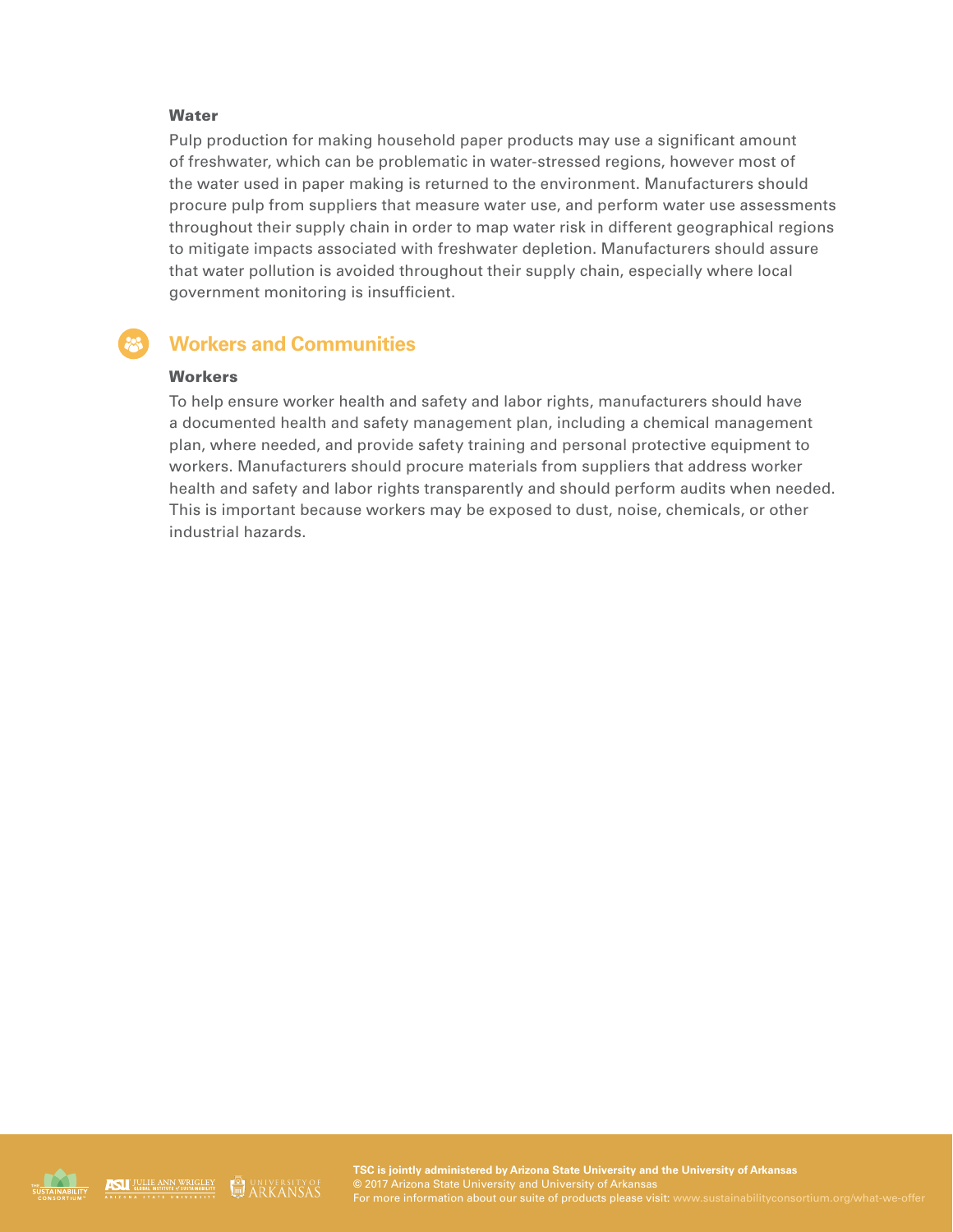### Water

Pulp production for making household paper products may use a significant amount of freshwater, which can be problematic in water-stressed regions, however most of the water used in paper making is returned to the environment. Manufacturers should procure pulp from suppliers that measure water use, and perform water use assessments throughout their supply chain in order to map water risk in different geographical regions to mitigate impacts associated with freshwater depletion. Manufacturers should assure that water pollution is avoided throughout their supply chain, especially where local government monitoring is insufficient.

## Workers and Communities

### Workers

To help ensure worker health and safety and labor rights, manufacturers should have a documented health and safety management plan, including a chemical management plan, where needed, and provide safety training and personal protective equipment to workers. Manufacturers should procure materials from suppliers that address worker health and safety and labor rights transparently and should perform audits when needed. This is important because workers may be exposed to dust, noise, chemicals, or other industrial hazards.

**TSC is jointly administered by Arizona State University and the University of Arkansas**
© 2017 Arizona State University and University of Arkansas
For more information about our suite of products please visit: www.sustainabilityconsortium.org/what-we-offer